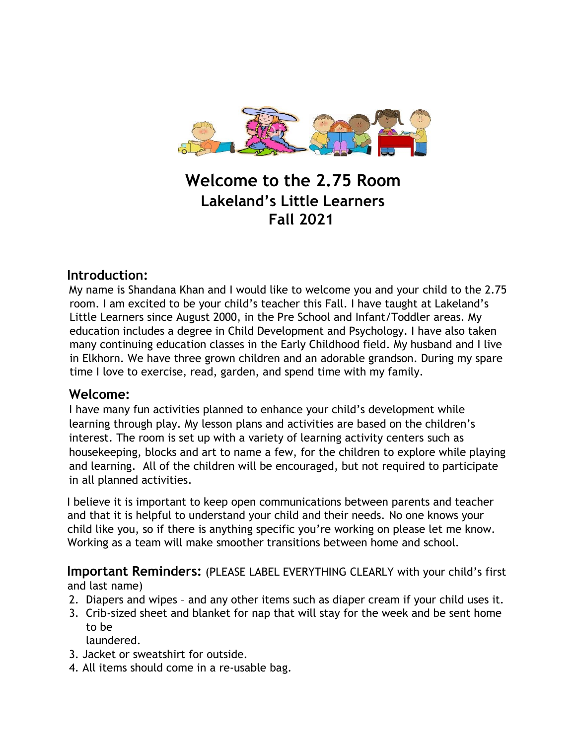# Welcome to the 2.75 Room

## Lakeland's Little Learners

## Fall 2021

### Introduction:

My name is Shandana Khan and I would like to welcome you and your child to the 2.75 room. I am excited to be your child's teacher this Fall. I have taught at Lakeland's Little Learners since August 2000, in the Pre School and Infant/Toddler areas. My education includes a degree in Child Development and Psychology. I have also taken many continuing education classes in the Early Childhood field. My husband and I live in Elkhorn. We have three grown children and an adorable grandson. During my spare time I love to exercise, read, garden, and spend time with my family.

### Welcome:

I have many fun activities planned to enhance your child's development while learning through play. My lesson plans and activities are based on the children's interest. The room is set up with a variety of learning activity centers such as housekeeping, blocks and art to name a few, for the children to explore while playing and learning. All of the children will be encouraged, but not required to participate in all planned activities.

I believe it is important to keep open communications between parents and teacher and that it is helpful to understand your child and their needs. No one knows your child like you, so if there is anything specific you're working on please let me know. Working as a team will make smoother transitions between home and school.

**Important Reminders:** (PLEASE LABEL EVERYTHING CLEARLY with your child's first and last name)

2. Diapers and wipes – and any other items such as diaper cream if your child uses it.
3. Crib-sized sheet and blanket for nap that will stay for the week and be sent home to be laundered.
3. Jacket or sweatshirt for outside.
4. All items should come in a re-usable bag.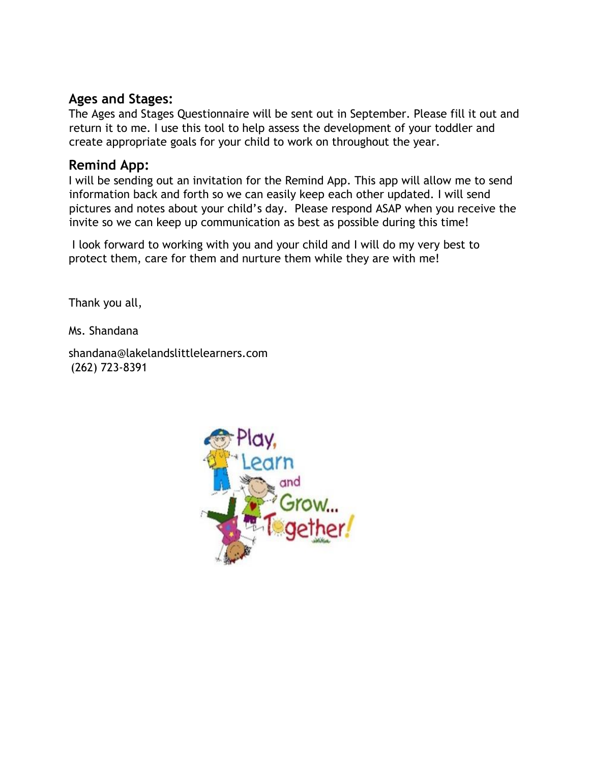## Ages and Stages:

The Ages and Stages Questionnaire will be sent out in September. Please fill it out and return it to me. I use this tool to help assess the development of your toddler and create appropriate goals for your child to work on throughout the year.

## Remind App:

I will be sending out an invitation for the Remind App. This app will allow me to send information back and forth so we can easily keep each other updated. I will send pictures and notes about your child's day. Please respond ASAP when you receive the invite so we can keep up communication as best as possible during this time!

I look forward to working with you and your child and I will do my very best to protect them, care for them and nurture them while they are with me!

Thank you all,

Ms. Shandana

shandana@lakelandslittlelearners.com
(262) 723-8391

Play,
Learn
and
Grow...
Together!